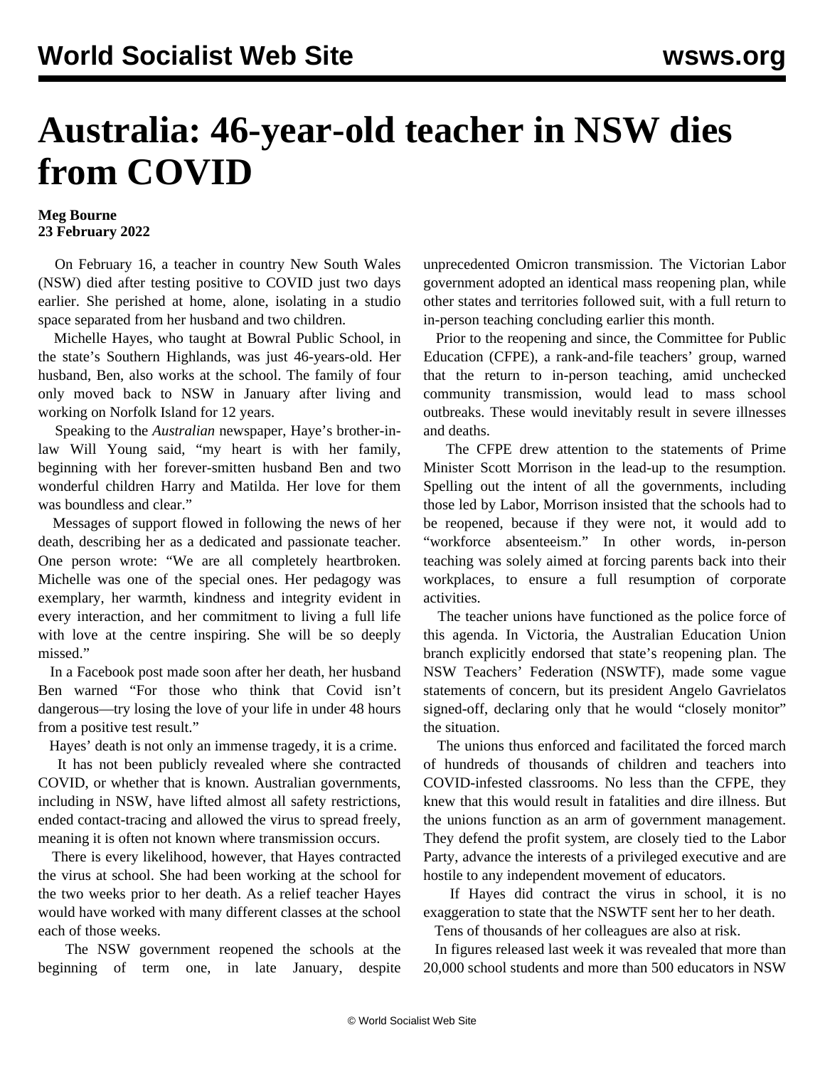# Australia: 46-year-old teacher in NSW dies from COVID

**Meg Bourne**
**23 February 2022**

On February 16, a teacher in country New South Wales (NSW) died after testing positive to COVID just two days earlier. She perished at home, alone, isolating in a studio space separated from her husband and two children.

Michelle Hayes, who taught at Bowral Public School, in the state's Southern Highlands, was just 46-years-old. Her husband, Ben, also works at the school. The family of four only moved back to NSW in January after living and working on Norfolk Island for 12 years.

Speaking to the *Australian* newspaper, Haye's brother-in-law Will Young said, "my heart is with her family, beginning with her forever-smitten husband Ben and two wonderful children Harry and Matilda. Her love for them was boundless and clear."

Messages of support flowed in following the news of her death, describing her as a dedicated and passionate teacher. One person wrote: "We are all completely heartbroken. Michelle was one of the special ones. Her pedagogy was exemplary, her warmth, kindness and integrity evident in every interaction, and her commitment to living a full life with love at the centre inspiring. She will be so deeply missed."

In a Facebook post made soon after her death, her husband Ben warned "For those who think that Covid isn't dangerous—try losing the love of your life in under 48 hours from a positive test result."

Hayes' death is not only an immense tragedy, it is a crime.

It has not been publicly revealed where she contracted COVID, or whether that is known. Australian governments, including in NSW, have lifted almost all safety restrictions, ended contact-tracing and allowed the virus to spread freely, meaning it is often not known where transmission occurs.

There is every likelihood, however, that Hayes contracted the virus at school. She had been working at the school for the two weeks prior to her death. As a relief teacher Hayes would have worked with many different classes at the school each of those weeks.

The NSW government reopened the schools at the beginning of term one, in late January, despite unprecedented Omicron transmission. The Victorian Labor government adopted an identical mass reopening plan, while other states and territories followed suit, with a full return to in-person teaching concluding earlier this month.

Prior to the reopening and since, the Committee for Public Education (CFPE), a rank-and-file teachers' group, warned that the return to in-person teaching, amid unchecked community transmission, would lead to mass school outbreaks. These would inevitably result in severe illnesses and deaths.

The CFPE drew attention to the statements of Prime Minister Scott Morrison in the lead-up to the resumption. Spelling out the intent of all the governments, including those led by Labor, Morrison insisted that the schools had to be reopened, because if they were not, it would add to "workforce absenteeism." In other words, in-person teaching was solely aimed at forcing parents back into their workplaces, to ensure a full resumption of corporate activities.

The teacher unions have functioned as the police force of this agenda. In Victoria, the Australian Education Union branch explicitly endorsed that state's reopening plan. The NSW Teachers' Federation (NSWTF), made some vague statements of concern, but its president Angelo Gavrielatos signed-off, declaring only that he would "closely monitor" the situation.

The unions thus enforced and facilitated the forced march of hundreds of thousands of children and teachers into COVID-infested classrooms. No less than the CFPE, they knew that this would result in fatalities and dire illness. But the unions function as an arm of government management. They defend the profit system, are closely tied to the Labor Party, advance the interests of a privileged executive and are hostile to any independent movement of educators.

If Hayes did contract the virus in school, it is no exaggeration to state that the NSWTF sent her to her death.

Tens of thousands of her colleagues are also at risk.

In figures released last week it was revealed that more than 20,000 school students and more than 500 educators in NSW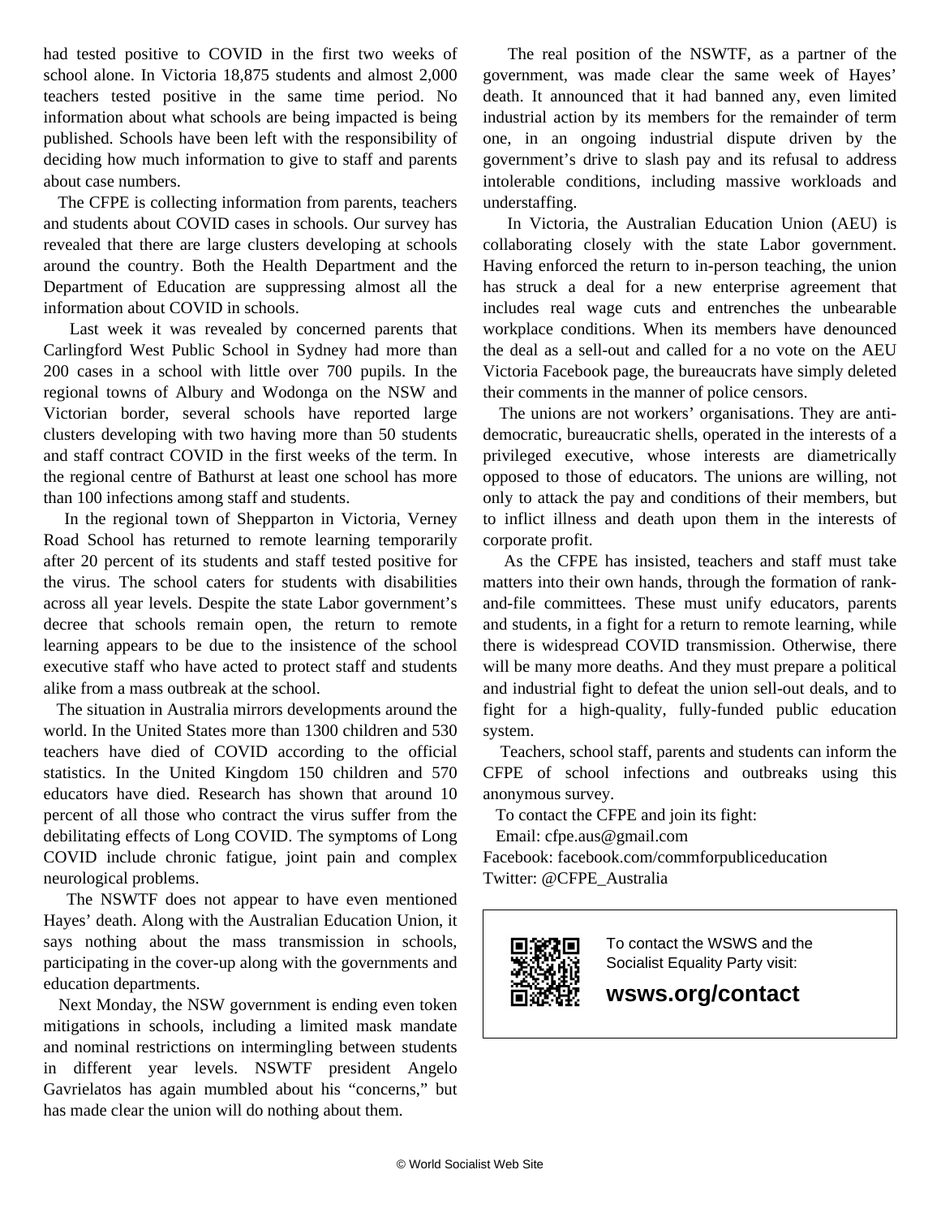had tested positive to COVID in the first two weeks of school alone. In Victoria 18,875 students and almost 2,000 teachers tested positive in the same time period. No information about what schools are being impacted is being published. Schools have been left with the responsibility of deciding how much information to give to staff and parents about case numbers.

The CFPE is collecting information from parents, teachers and students about COVID cases in schools. Our survey has revealed that there are large clusters developing at schools around the country. Both the Health Department and the Department of Education are suppressing almost all the information about COVID in schools.

Last week it was revealed by concerned parents that Carlingford West Public School in Sydney had more than 200 cases in a school with little over 700 pupils. In the regional towns of Albury and Wodonga on the NSW and Victorian border, several schools have reported large clusters developing with two having more than 50 students and staff contract COVID in the first weeks of the term. In the regional centre of Bathurst at least one school has more than 100 infections among staff and students.

In the regional town of Shepparton in Victoria, Verney Road School has returned to remote learning temporarily after 20 percent of its students and staff tested positive for the virus. The school caters for students with disabilities across all year levels. Despite the state Labor government's decree that schools remain open, the return to remote learning appears to be due to the insistence of the school executive staff who have acted to protect staff and students alike from a mass outbreak at the school.

The situation in Australia mirrors developments around the world. In the United States more than 1300 children and 530 teachers have died of COVID according to the official statistics. In the United Kingdom 150 children and 570 educators have died. Research has shown that around 10 percent of all those who contract the virus suffer from the debilitating effects of Long COVID. The symptoms of Long COVID include chronic fatigue, joint pain and complex neurological problems.

The NSWTF does not appear to have even mentioned Hayes' death. Along with the Australian Education Union, it says nothing about the mass transmission in schools, participating in the cover-up along with the governments and education departments.

Next Monday, the NSW government is ending even token mitigations in schools, including a limited mask mandate and nominal restrictions on intermingling between students in different year levels. NSWTF president Angelo Gavrielatos has again mumbled about his "concerns," but has made clear the union will do nothing about them.

The real position of the NSWTF, as a partner of the government, was made clear the same week of Hayes' death. It announced that it had banned any, even limited industrial action by its members for the remainder of term one, in an ongoing industrial dispute driven by the government's drive to slash pay and its refusal to address intolerable conditions, including massive workloads and understaffing.

In Victoria, the Australian Education Union (AEU) is collaborating closely with the state Labor government. Having enforced the return to in-person teaching, the union has struck a deal for a new enterprise agreement that includes real wage cuts and entrenches the unbearable workplace conditions. When its members have denounced the deal as a sell-out and called for a no vote on the AEU Victoria Facebook page, the bureaucrats have simply deleted their comments in the manner of police censors.

The unions are not workers' organisations. They are anti-democratic, bureaucratic shells, operated in the interests of a privileged executive, whose interests are diametrically opposed to those of educators. The unions are willing, not only to attack the pay and conditions of their members, but to inflict illness and death upon them in the interests of corporate profit.

As the CFPE has insisted, teachers and staff must take matters into their own hands, through the formation of rank-and-file committees. These must unify educators, parents and students, in a fight for a return to remote learning, while there is widespread COVID transmission. Otherwise, there will be many more deaths. And they must prepare a political and industrial fight to defeat the union sell-out deals, and to fight for a high-quality, fully-funded public education system.

Teachers, school staff, parents and students can inform the CFPE of school infections and outbreaks using this anonymous survey.

To contact the CFPE and join its fight:

Email: cfpe.aus@gmail.com

Facebook: facebook.com/commforpubliceducation

Twitter: @CFPE_Australia

To contact the WSWS and the Socialist Equality Party visit:

**wsws.org/contact**